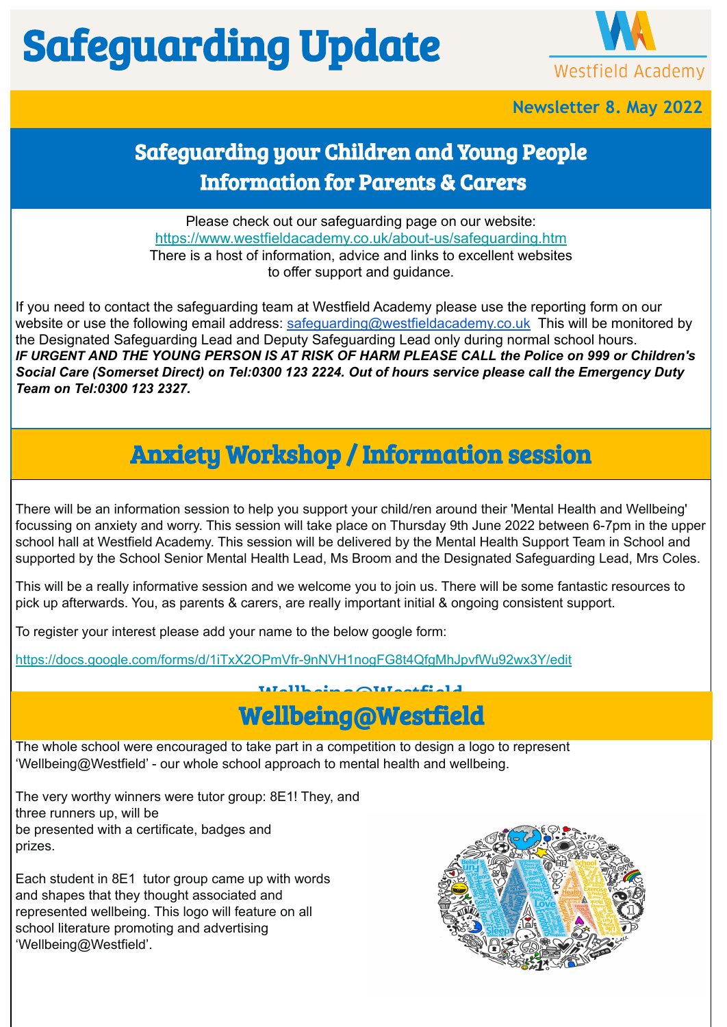# Safeguarding Update

Westfield Academy

Newsletter 8. May 2022

## Safeguarding your Children and Young People Information for Parents & Carers

Please check out our safeguarding page on our website: https://www.westfieldacademy.co.uk/about-us/safeguarding.htm There is a host of information, advice and links to excellent websites to offer support and guidance.

If you need to contact the safeguarding team at Westfield Academy please use the reporting form on our website or use the following email address: safeguarding@westfieldacademy.co.uk This will be monitored by the Designated Safeguarding Lead and Deputy Safeguarding Lead only during normal school hours. ***IF URGENT AND THE YOUNG PERSON IS AT RISK OF HARM PLEASE CALL the Police on 999 or Children's Social Care (Somerset Direct) on Tel:0300 123 2224. Out of hours service please call the Emergency Duty Team on Tel:0300 123 2327.***

## Anxiety Workshop / Information session

There will be an information session to help you support your child/ren around their 'Mental Health and Wellbeing' focussing on anxiety and worry. This session will take place on Thursday 9th June 2022 between 6-7pm in the upper school hall at Westfield Academy. This session will be delivered by the Mental Health Support Team in School and supported by the School Senior Mental Health Lead, Ms Broom and the Designated Safeguarding Lead, Mrs Coles.

This will be a really informative session and we welcome you to join us. There will be some fantastic resources to pick up afterwards. You, as parents & carers, are really important initial & ongoing consistent support.

To register your interest please add your name to the below google form:

https://docs.google.com/forms/d/1iTxX2OPmVfr-9nNVH1nogFG8t4QfgMhJpvfWu92wx3Y/edit

## Wellbeing@Westfield

The whole school were encouraged to take part in a competition to design a logo to represent 'Wellbeing@Westfield' - our whole school approach to mental health and wellbeing.

The very worthy winners were tutor group: 8E1! They, and three runners up, will be be presented with a certificate, badges and prizes.

Each student in 8E1 tutor group came up with words and shapes that they thought associated and represented wellbeing. This logo will feature on all school literature promoting and advertising 'Wellbeing@Westfield'.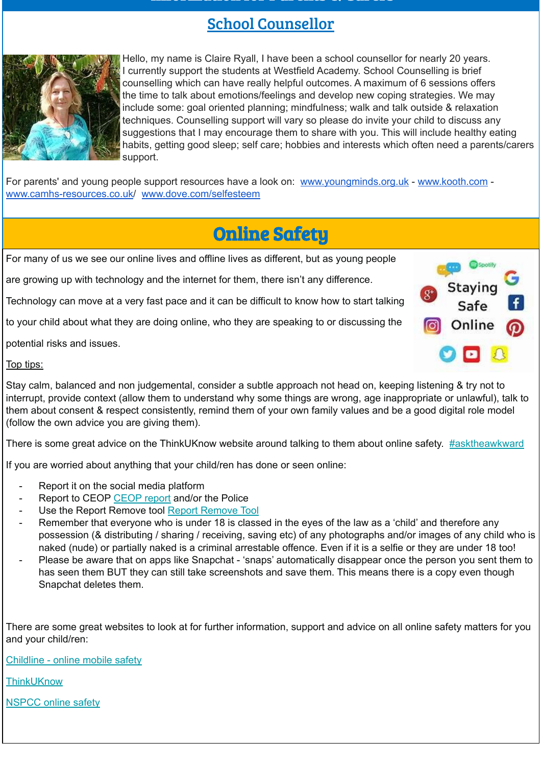## School Counsellor

Hello, my name is Claire Ryall, I have been a school counsellor for nearly 20 years. I currently support the students at Westfield Academy. School Counselling is brief counselling which can have really helpful outcomes. A maximum of 6 sessions offers the time to talk about emotions/feelings and develop new coping strategies. We may include some: goal oriented planning; mindfulness; walk and talk outside & relaxation techniques. Counselling support will vary so please do invite your child to discuss any suggestions that I may encourage them to share with you. This will include healthy eating habits, getting good sleep; self care; hobbies and interests which often need a parents/carers support.

For parents' and young people support resources have a look on: www.youngminds.org.uk - www.kooth.com - www.camhs-resources.co.uk/ www.dove.com/selfesteem

## Online Safety

For many of us we see our online lives and offline lives as different, but as young people are growing up with technology and the internet for them, there isn't any difference.

Technology can move at a very fast pace and it can be difficult to know how to start talking to your child about what they are doing online, who they are speaking to or discussing the potential risks and issues.

Top tips:

Stay calm, balanced and non judgemental, consider a subtle approach not head on, keeping listening & try not to interrupt, provide context (allow them to understand why some things are wrong, age inappropriate or unlawful), talk to them about consent & respect consistently, remind them of your own family values and be a good digital role model (follow the own advice you are giving them).

There is some great advice on the ThinkUKnow website around talking to them about online safety. #asktheawkward

If you are worried about anything that your child/ren has done or seen online:

- Report it on the social media platform
- Report to CEOP CEOP report and/or the Police
- Use the Report Remove tool Report Remove Tool
- Remember that everyone who is under 18 is classed in the eyes of the law as a 'child' and therefore any possession (& distributing / sharing / receiving, saving etc) of any photographs and/or images of any child who is naked (nude) or partially naked is a criminal arrestable offence. Even if it is a selfie or they are under 18 too!
- Please be aware that on apps like Snapchat - 'snaps' automatically disappear once the person you sent them to has seen them BUT they can still take screenshots and save them. This means there is a copy even though Snapchat deletes them.

There are some great websites to look at for further information, support and advice on all online safety matters for you and your child/ren:

Childline - online mobile safety

ThinkUKnow

NSPCC online safety